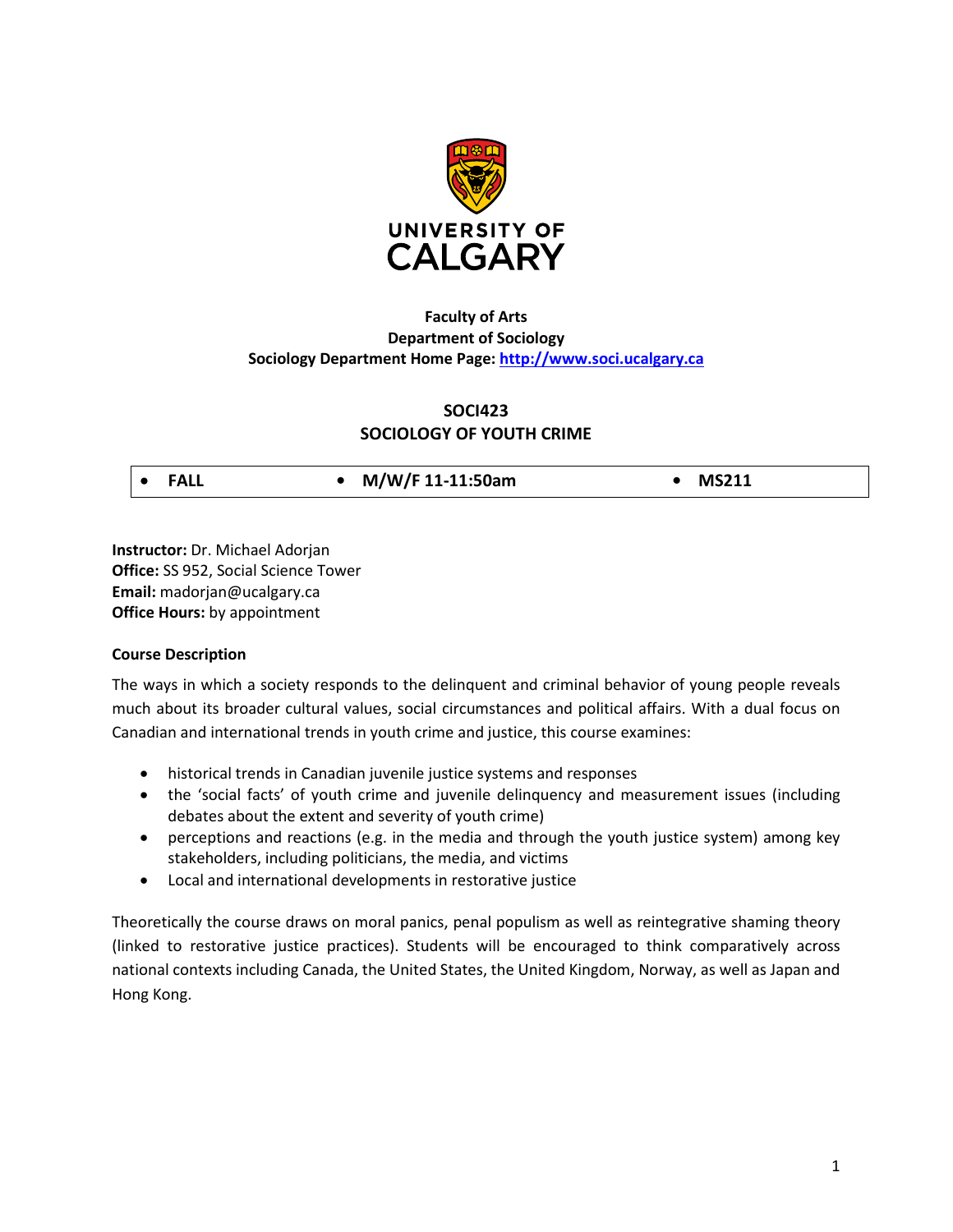UNIVERSITY OF CALGARY

**Faculty of Arts**
**Department of Sociology**
**Sociology Department Home Page: [http://www.soci.ucalgary.ca](http://www.soci.ucalgary.ca)**

# SOCI423
# SOCIOLOGY OF YOUTH CRIME

| • FALL | • M/W/F 11-11:50am | • MS211 |
|---|---|---|

**Instructor:** Dr. Michael Adorjan
**Office:** SS 952, Social Science Tower
**Email:** madorjan@ucalgary.ca
**Office Hours:** by appointment

**Course Description**

The ways in which a society responds to the delinquent and criminal behavior of young people reveals much about its broader cultural values, social circumstances and political affairs. With a dual focus on Canadian and international trends in youth crime and justice, this course examines:

- historical trends in Canadian juvenile justice systems and responses
- the 'social facts' of youth crime and juvenile delinquency and measurement issues (including debates about the extent and severity of youth crime)
- perceptions and reactions (e.g. in the media and through the youth justice system) among key stakeholders, including politicians, the media, and victims
- Local and international developments in restorative justice

Theoretically the course draws on moral panics, penal populism as well as reintegrative shaming theory (linked to restorative justice practices). Students will be encouraged to think comparatively across national contexts including Canada, the United States, the United Kingdom, Norway, as well as Japan and Hong Kong.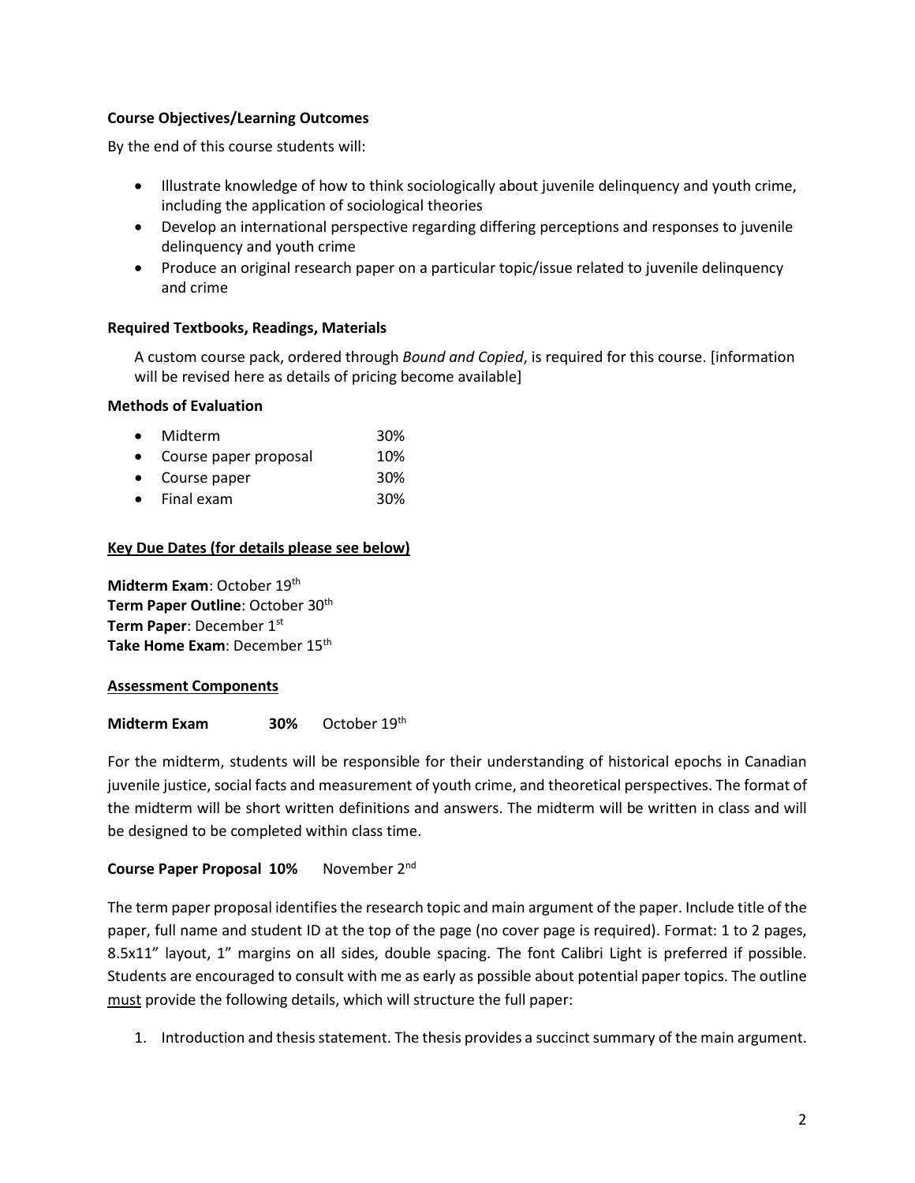**Course Objectives/Learning Outcomes**

By the end of this course students will:

- Illustrate knowledge of how to think sociologically about juvenile delinquency and youth crime, including the application of sociological theories
- Develop an international perspective regarding differing perceptions and responses to juvenile delinquency and youth crime
- Produce an original research paper on a particular topic/issue related to juvenile delinquency and crime

**Required Textbooks, Readings, Materials**

A custom course pack, ordered through *Bound and Copied*, is required for this course. [information will be revised here as details of pricing become available]

**Methods of Evaluation**

- Midterm 30%
- Course paper proposal 10%
- Course paper 30%
- Final exam 30%

**Key Due Dates (for details please see below)**

**Midterm Exam**: October 19th
**Term Paper Outline**: October 30th
**Term Paper**: December 1st
**Take Home Exam**: December 15th

**Assessment Components**

**Midterm Exam 30%** October 19th

For the midterm, students will be responsible for their understanding of historical epochs in Canadian juvenile justice, social facts and measurement of youth crime, and theoretical perspectives. The format of the midterm will be short written definitions and answers. The midterm will be written in class and will be designed to be completed within class time.

**Course Paper Proposal 10%** November 2nd

The term paper proposal identifies the research topic and main argument of the paper. Include title of the paper, full name and student ID at the top of the page (no cover page is required). Format: 1 to 2 pages, 8.5x11" layout, 1" margins on all sides, double spacing. The font Calibri Light is preferred if possible. Students are encouraged to consult with me as early as possible about potential paper topics. The outline must provide the following details, which will structure the full paper:

1. Introduction and thesis statement. The thesis provides a succinct summary of the main argument.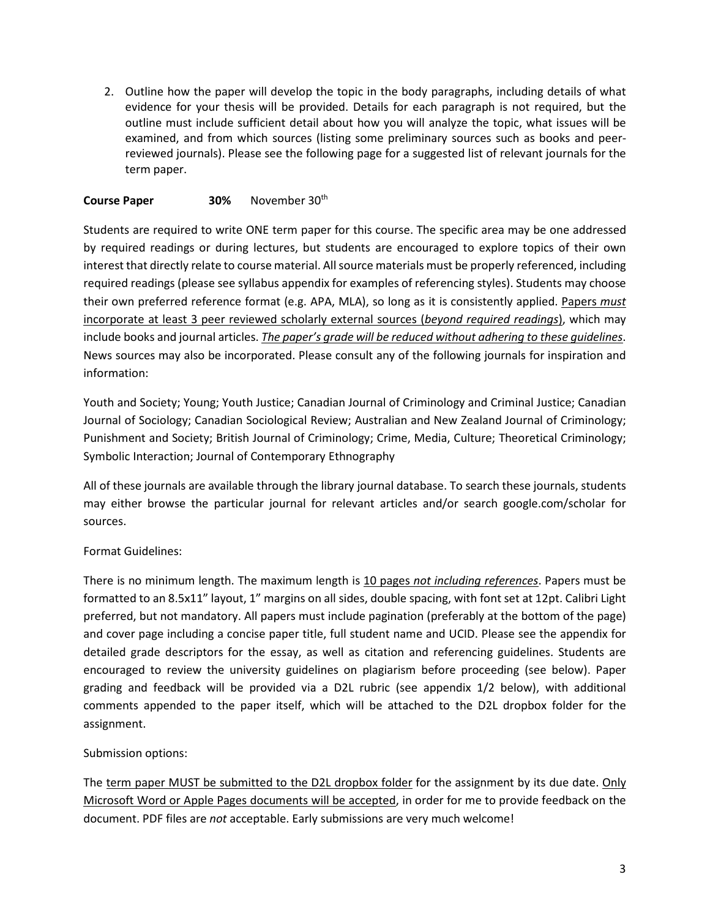2. Outline how the paper will develop the topic in the body paragraphs, including details of what evidence for your thesis will be provided. Details for each paragraph is not required, but the outline must include sufficient detail about how you will analyze the topic, what issues will be examined, and from which sources (listing some preliminary sources such as books and peer-reviewed journals). Please see the following page for a suggested list of relevant journals for the term paper.

**Course Paper** **30%** November 30th

Students are required to write ONE term paper for this course. The specific area may be one addressed by required readings or during lectures, but students are encouraged to explore topics of their own interest that directly relate to course material. All source materials must be properly referenced, including required readings (please see syllabus appendix for examples of referencing styles). Students may choose their own preferred reference format (e.g. APA, MLA), so long as it is consistently applied. Papers *must* incorporate at least 3 peer reviewed scholarly external sources (*beyond required readings*), which may include books and journal articles. ***The paper's grade will be reduced without adhering to these guidelines***. News sources may also be incorporated. Please consult any of the following journals for inspiration and information:

Youth and Society; Young; Youth Justice; Canadian Journal of Criminology and Criminal Justice; Canadian Journal of Sociology; Canadian Sociological Review; Australian and New Zealand Journal of Criminology; Punishment and Society; British Journal of Criminology; Crime, Media, Culture; Theoretical Criminology; Symbolic Interaction; Journal of Contemporary Ethnography

All of these journals are available through the library journal database. To search these journals, students may either browse the particular journal for relevant articles and/or search google.com/scholar for sources.

Format Guidelines:

There is no minimum length. The maximum length is 10 pages *not including references*. Papers must be formatted to an 8.5x11" layout, 1" margins on all sides, double spacing, with font set at 12pt. Calibri Light preferred, but not mandatory. All papers must include pagination (preferably at the bottom of the page) and cover page including a concise paper title, full student name and UCID. Please see the appendix for detailed grade descriptors for the essay, as well as citation and referencing guidelines. Students are encouraged to review the university guidelines on plagiarism before proceeding (see below). Paper grading and feedback will be provided via a D2L rubric (see appendix 1/2 below), with additional comments appended to the paper itself, which will be attached to the D2L dropbox folder for the assignment.

Submission options:

The term paper MUST be submitted to the D2L dropbox folder for the assignment by its due date. Only Microsoft Word or Apple Pages documents will be accepted, in order for me to provide feedback on the document. PDF files are *not* acceptable. Early submissions are very much welcome!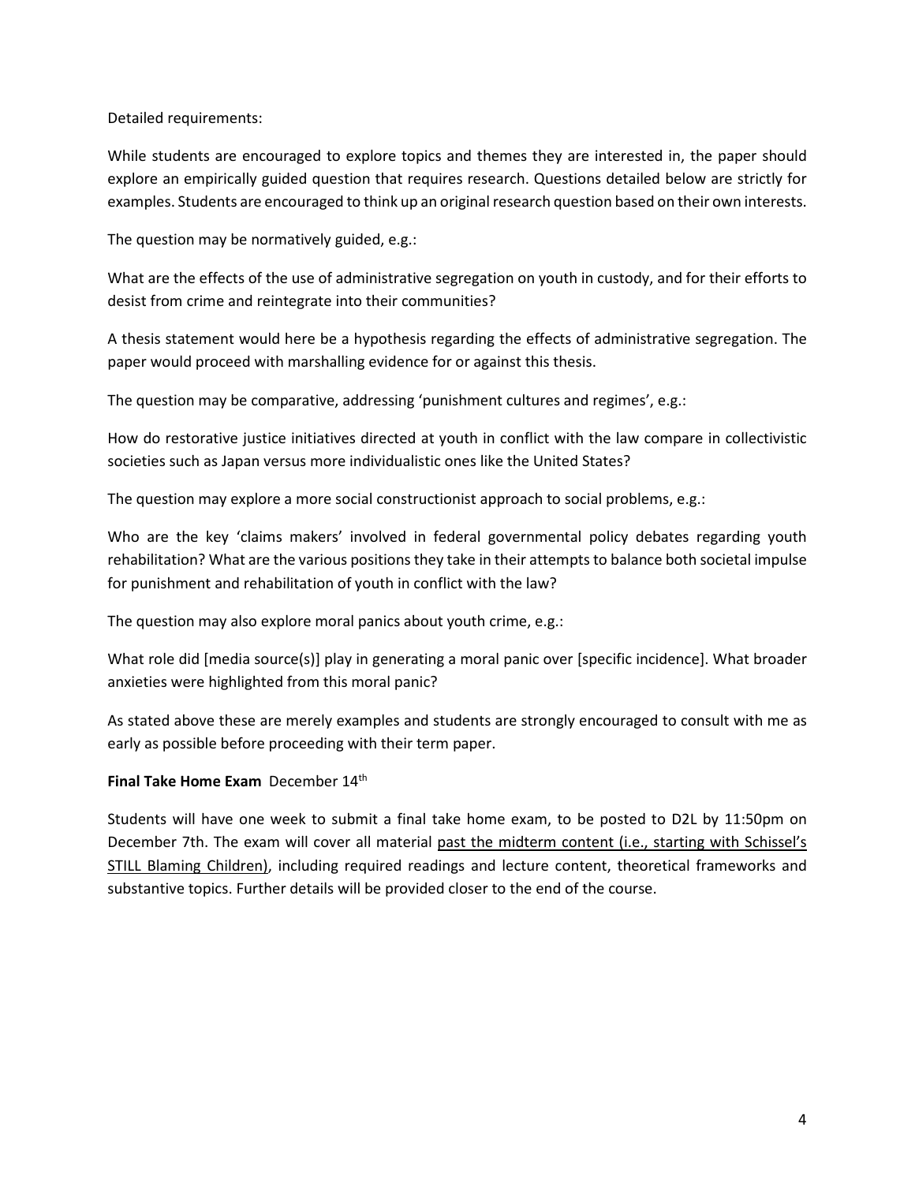Detailed requirements:

While students are encouraged to explore topics and themes they are interested in, the paper should explore an empirically guided question that requires research. Questions detailed below are strictly for examples. Students are encouraged to think up an original research question based on their own interests.

The question may be normatively guided, e.g.:

What are the effects of the use of administrative segregation on youth in custody, and for their efforts to desist from crime and reintegrate into their communities?

A thesis statement would here be a hypothesis regarding the effects of administrative segregation. The paper would proceed with marshalling evidence for or against this thesis.

The question may be comparative, addressing 'punishment cultures and regimes', e.g.:

How do restorative justice initiatives directed at youth in conflict with the law compare in collectivistic societies such as Japan versus more individualistic ones like the United States?

The question may explore a more social constructionist approach to social problems, e.g.:

Who are the key 'claims makers' involved in federal governmental policy debates regarding youth rehabilitation? What are the various positions they take in their attempts to balance both societal impulse for punishment and rehabilitation of youth in conflict with the law?

The question may also explore moral panics about youth crime, e.g.:

What role did [media source(s)] play in generating a moral panic over [specific incidence]. What broader anxieties were highlighted from this moral panic?

As stated above these are merely examples and students are strongly encouraged to consult with me as early as possible before proceeding with their term paper.

**Final Take Home Exam** December 14th

Students will have one week to submit a final take home exam, to be posted to D2L by 11:50pm on December 7th. The exam will cover all material past the midterm content (i.e., starting with Schissel's STILL Blaming Children), including required readings and lecture content, theoretical frameworks and substantive topics. Further details will be provided closer to the end of the course.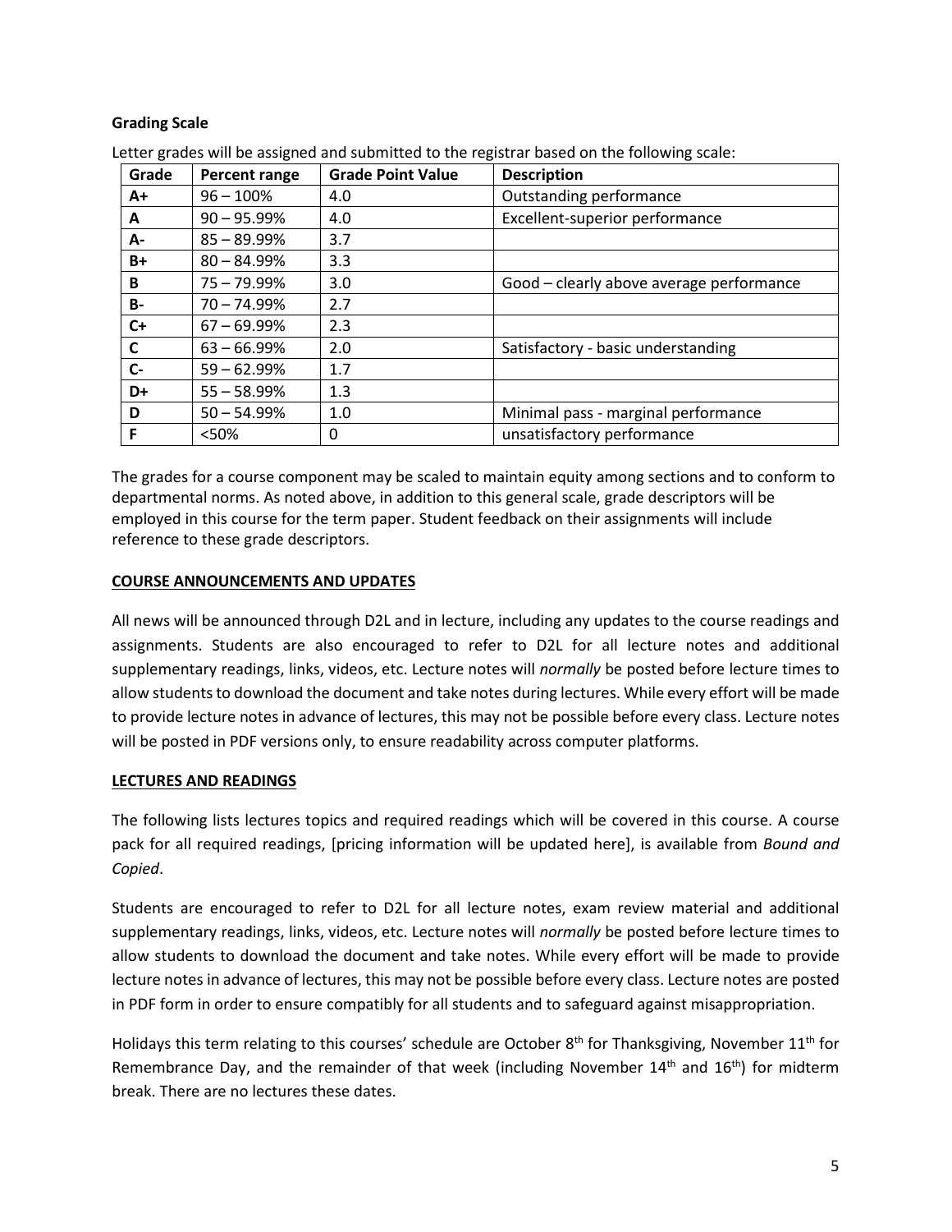### Grading Scale

Letter grades will be assigned and submitted to the registrar based on the following scale:

| Grade | Percent range | Grade Point Value | Description |
|---|---|---|---|
| **A+** | 96 – 100% | 4.0 | Outstanding performance |
| **A** | 90 – 95.99% | 4.0 | Excellent-superior performance |
| **A-** | 85 – 89.99% | 3.7 | |
| **B+** | 80 – 84.99% | 3.3 | |
| **B** | 75 – 79.99% | 3.0 | Good – clearly above average performance |
| **B-** | 70 – 74.99% | 2.7 | |
| **C+** | 67 – 69.99% | 2.3 | |
| **C** | 63 – 66.99% | 2.0 | Satisfactory - basic understanding |
| **C-** | 59 – 62.99% | 1.7 | |
| **D+** | 55 – 58.99% | 1.3 | |
| **D** | 50 – 54.99% | 1.0 | Minimal pass - marginal performance |
| **F** | <50% | 0 | unsatisfactory performance |

The grades for a course component may be scaled to maintain equity among sections and to conform to departmental norms. As noted above, in addition to this general scale, grade descriptors will be employed in this course for the term paper. Student feedback on their assignments will include reference to these grade descriptors.

## COURSE ANNOUNCEMENTS AND UPDATES

All news will be announced through D2L and in lecture, including any updates to the course readings and assignments. Students are also encouraged to refer to D2L for all lecture notes and additional supplementary readings, links, videos, etc. Lecture notes will *normally* be posted before lecture times to allow students to download the document and take notes during lectures. While every effort will be made to provide lecture notes in advance of lectures, this may not be possible before every class. Lecture notes will be posted in PDF versions only, to ensure readability across computer platforms.

## LECTURES AND READINGS

The following lists lectures topics and required readings which will be covered in this course. A course pack for all required readings, [pricing information will be updated here], is available from *Bound and Copied*.

Students are encouraged to refer to D2L for all lecture notes, exam review material and additional supplementary readings, links, videos, etc. Lecture notes will *normally* be posted before lecture times to allow students to download the document and take notes. While every effort will be made to provide lecture notes in advance of lectures, this may not be possible before every class. Lecture notes are posted in PDF form in order to ensure compatibly for all students and to safeguard against misappropriation.

Holidays this term relating to this courses' schedule are October 8th for Thanksgiving, November 11th for Remembrance Day, and the remainder of that week (including November 14th and 16th) for midterm break. There are no lectures these dates.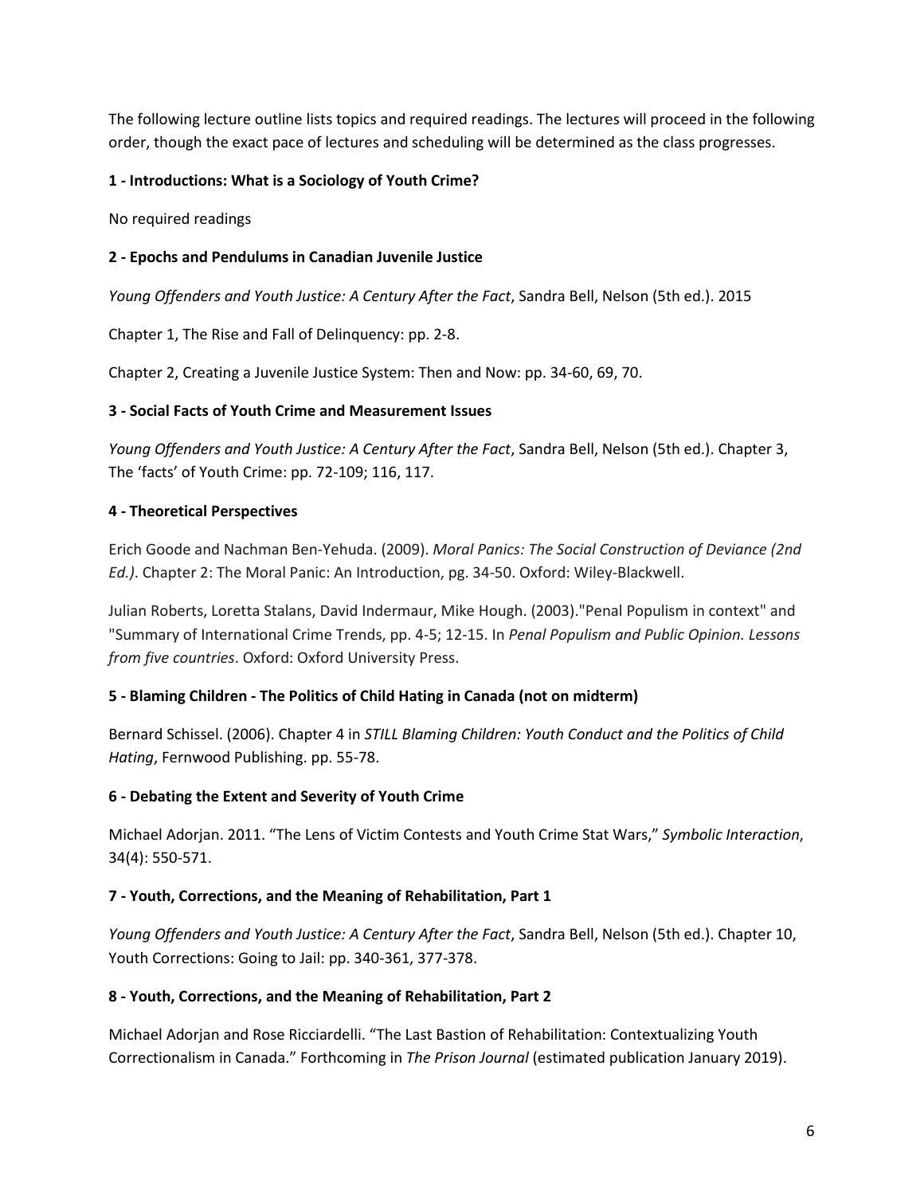The following lecture outline lists topics and required readings. The lectures will proceed in the following order, though the exact pace of lectures and scheduling will be determined as the class progresses.

**1 - Introductions: What is a Sociology of Youth Crime?**

No required readings

**2 - Epochs and Pendulums in Canadian Juvenile Justice**

*Young Offenders and Youth Justice: A Century After the Fact*, Sandra Bell, Nelson (5th ed.). 2015

Chapter 1, The Rise and Fall of Delinquency: pp. 2-8.

Chapter 2, Creating a Juvenile Justice System: Then and Now: pp. 34-60, 69, 70.

**3 - Social Facts of Youth Crime and Measurement Issues**

*Young Offenders and Youth Justice: A Century After the Fact*, Sandra Bell, Nelson (5th ed.). Chapter 3, The 'facts' of Youth Crime: pp. 72-109; 116, 117.

**4 - Theoretical Perspectives**

Erich Goode and Nachman Ben-Yehuda. (2009). *Moral Panics: The Social Construction of Deviance (2nd Ed.)*. Chapter 2: The Moral Panic: An Introduction, pg. 34-50. Oxford: Wiley-Blackwell.

Julian Roberts, Loretta Stalans, David Indermaur, Mike Hough. (2003)."Penal Populism in context" and "Summary of International Crime Trends, pp. 4-5; 12-15. In *Penal Populism and Public Opinion. Lessons from five countries*. Oxford: Oxford University Press.

**5 - Blaming Children - The Politics of Child Hating in Canada (not on midterm)**

Bernard Schissel. (2006). Chapter 4 in *STILL Blaming Children: Youth Conduct and the Politics of Child Hating*, Fernwood Publishing. pp. 55-78.

**6 - Debating the Extent and Severity of Youth Crime**

Michael Adorjan. 2011. "The Lens of Victim Contests and Youth Crime Stat Wars," *Symbolic Interaction*, 34(4): 550-571.

**7 - Youth, Corrections, and the Meaning of Rehabilitation, Part 1**

*Young Offenders and Youth Justice: A Century After the Fact*, Sandra Bell, Nelson (5th ed.). Chapter 10, Youth Corrections: Going to Jail: pp. 340-361, 377-378.

**8 - Youth, Corrections, and the Meaning of Rehabilitation, Part 2**

Michael Adorjan and Rose Ricciardelli. "The Last Bastion of Rehabilitation: Contextualizing Youth Correctionalism in Canada." Forthcoming in *The Prison Journal* (estimated publication January 2019).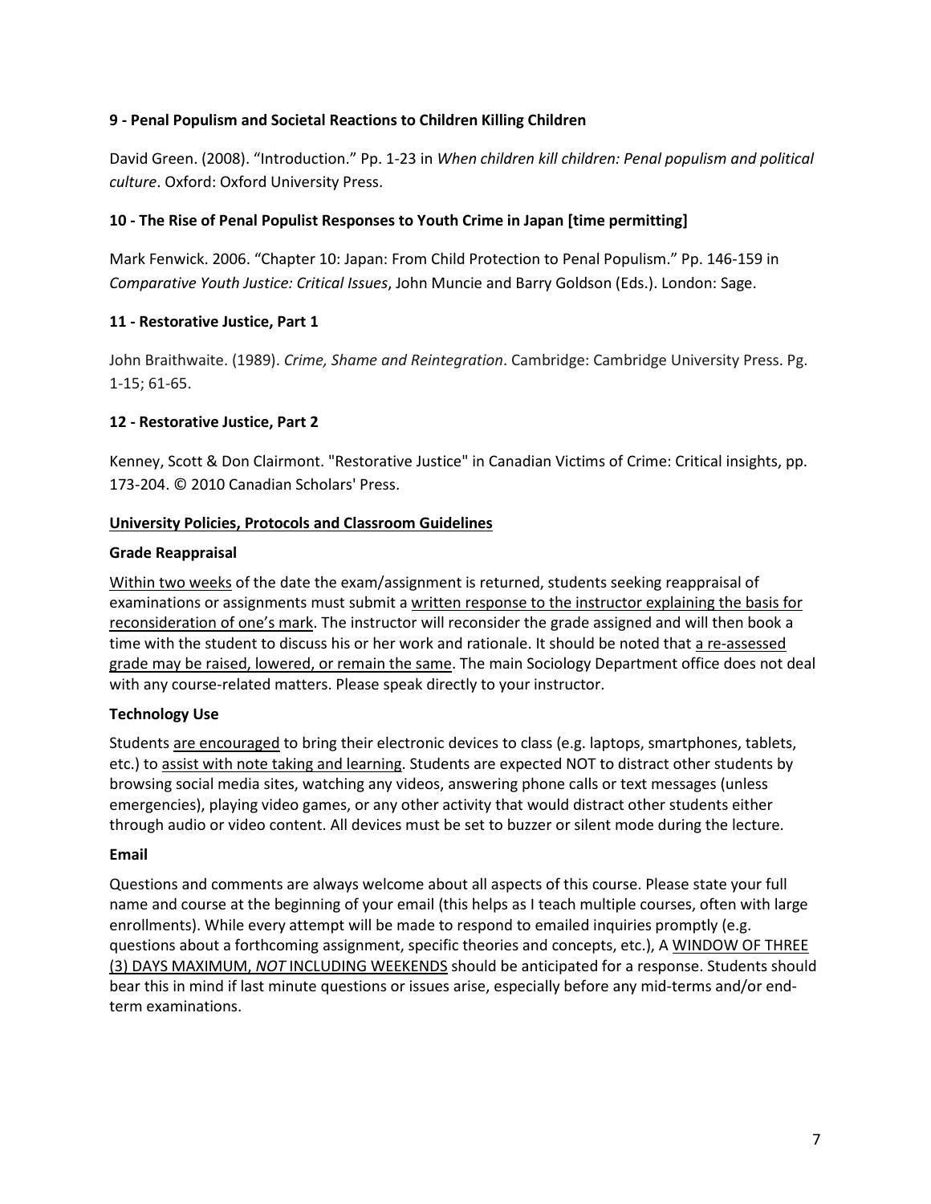**9 - Penal Populism and Societal Reactions to Children Killing Children**

David Green. (2008). "Introduction." Pp. 1-23 in *When children kill children: Penal populism and political culture*. Oxford: Oxford University Press.

**10 - The Rise of Penal Populist Responses to Youth Crime in Japan [time permitting]**

Mark Fenwick. 2006. "Chapter 10: Japan: From Child Protection to Penal Populism." Pp. 146-159 in *Comparative Youth Justice: Critical Issues*, John Muncie and Barry Goldson (Eds.). London: Sage.

**11 - Restorative Justice, Part 1**

John Braithwaite. (1989). *Crime, Shame and Reintegration*. Cambridge: Cambridge University Press. Pg. 1-15; 61-65.

**12 - Restorative Justice, Part 2**

Kenney, Scott & Don Clairmont. "Restorative Justice" in Canadian Victims of Crime: Critical insights, pp. 173-204. © 2010 Canadian Scholars' Press.

## University Policies, Protocols and Classroom Guidelines

**Grade Reappraisal**

Within two weeks of the date the exam/assignment is returned, students seeking reappraisal of examinations or assignments must submit a written response to the instructor explaining the basis for reconsideration of one's mark. The instructor will reconsider the grade assigned and will then book a time with the student to discuss his or her work and rationale. It should be noted that a re-assessed grade may be raised, lowered, or remain the same. The main Sociology Department office does not deal with any course-related matters. Please speak directly to your instructor.

**Technology Use**

Students are encouraged to bring their electronic devices to class (e.g. laptops, smartphones, tablets, etc.) to assist with note taking and learning. Students are expected NOT to distract other students by browsing social media sites, watching any videos, answering phone calls or text messages (unless emergencies), playing video games, or any other activity that would distract other students either through audio or video content. All devices must be set to buzzer or silent mode during the lecture.

**Email**

Questions and comments are always welcome about all aspects of this course. Please state your full name and course at the beginning of your email (this helps as I teach multiple courses, often with large enrollments). While every attempt will be made to respond to emailed inquiries promptly (e.g. questions about a forthcoming assignment, specific theories and concepts, etc.), A WINDOW OF THREE (3) DAYS MAXIMUM, *NOT* INCLUDING WEEKENDS should be anticipated for a response. Students should bear this in mind if last minute questions or issues arise, especially before any mid-terms and/or end-term examinations.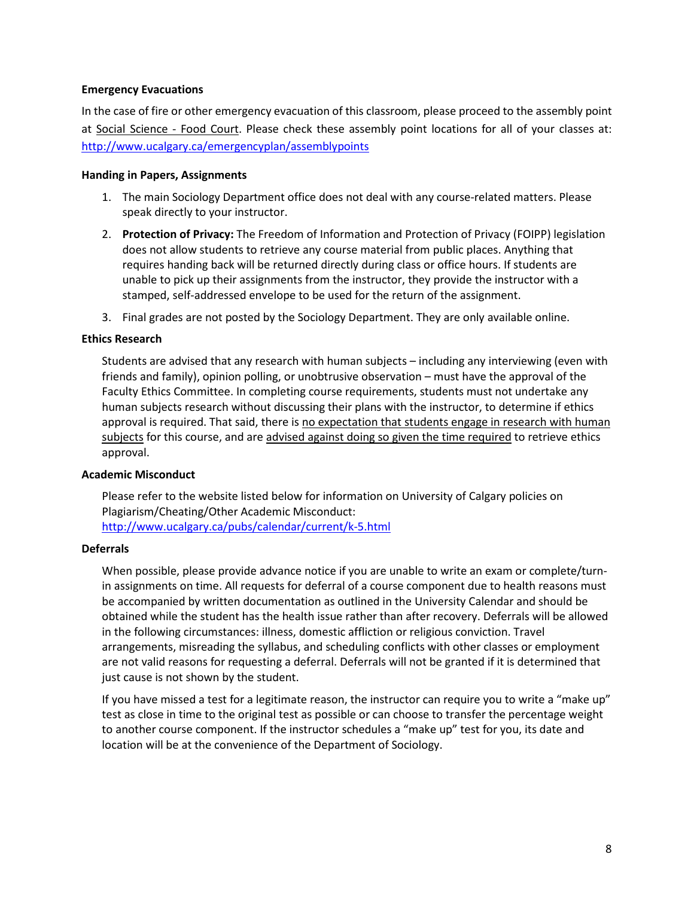**Emergency Evacuations**

In the case of fire or other emergency evacuation of this classroom, please proceed to the assembly point at Social Science - Food Court. Please check these assembly point locations for all of your classes at: http://www.ucalgary.ca/emergencyplan/assemblypoints

**Handing in Papers, Assignments**

1. The main Sociology Department office does not deal with any course-related matters. Please speak directly to your instructor.
2. **Protection of Privacy:** The Freedom of Information and Protection of Privacy (FOIPP) legislation does not allow students to retrieve any course material from public places. Anything that requires handing back will be returned directly during class or office hours. If students are unable to pick up their assignments from the instructor, they provide the instructor with a stamped, self-addressed envelope to be used for the return of the assignment.
3. Final grades are not posted by the Sociology Department. They are only available online.

**Ethics Research**

Students are advised that any research with human subjects – including any interviewing (even with friends and family), opinion polling, or unobtrusive observation – must have the approval of the Faculty Ethics Committee. In completing course requirements, students must not undertake any human subjects research without discussing their plans with the instructor, to determine if ethics approval is required. That said, there is no expectation that students engage in research with human subjects for this course, and are advised against doing so given the time required to retrieve ethics approval.

**Academic Misconduct**

Please refer to the website listed below for information on University of Calgary policies on Plagiarism/Cheating/Other Academic Misconduct: http://www.ucalgary.ca/pubs/calendar/current/k-5.html

**Deferrals**

When possible, please provide advance notice if you are unable to write an exam or complete/turn-in assignments on time. All requests for deferral of a course component due to health reasons must be accompanied by written documentation as outlined in the University Calendar and should be obtained while the student has the health issue rather than after recovery. Deferrals will be allowed in the following circumstances: illness, domestic affliction or religious conviction. Travel arrangements, misreading the syllabus, and scheduling conflicts with other classes or employment are not valid reasons for requesting a deferral. Deferrals will not be granted if it is determined that just cause is not shown by the student.

If you have missed a test for a legitimate reason, the instructor can require you to write a "make up" test as close in time to the original test as possible or can choose to transfer the percentage weight to another course component. If the instructor schedules a "make up" test for you, its date and location will be at the convenience of the Department of Sociology.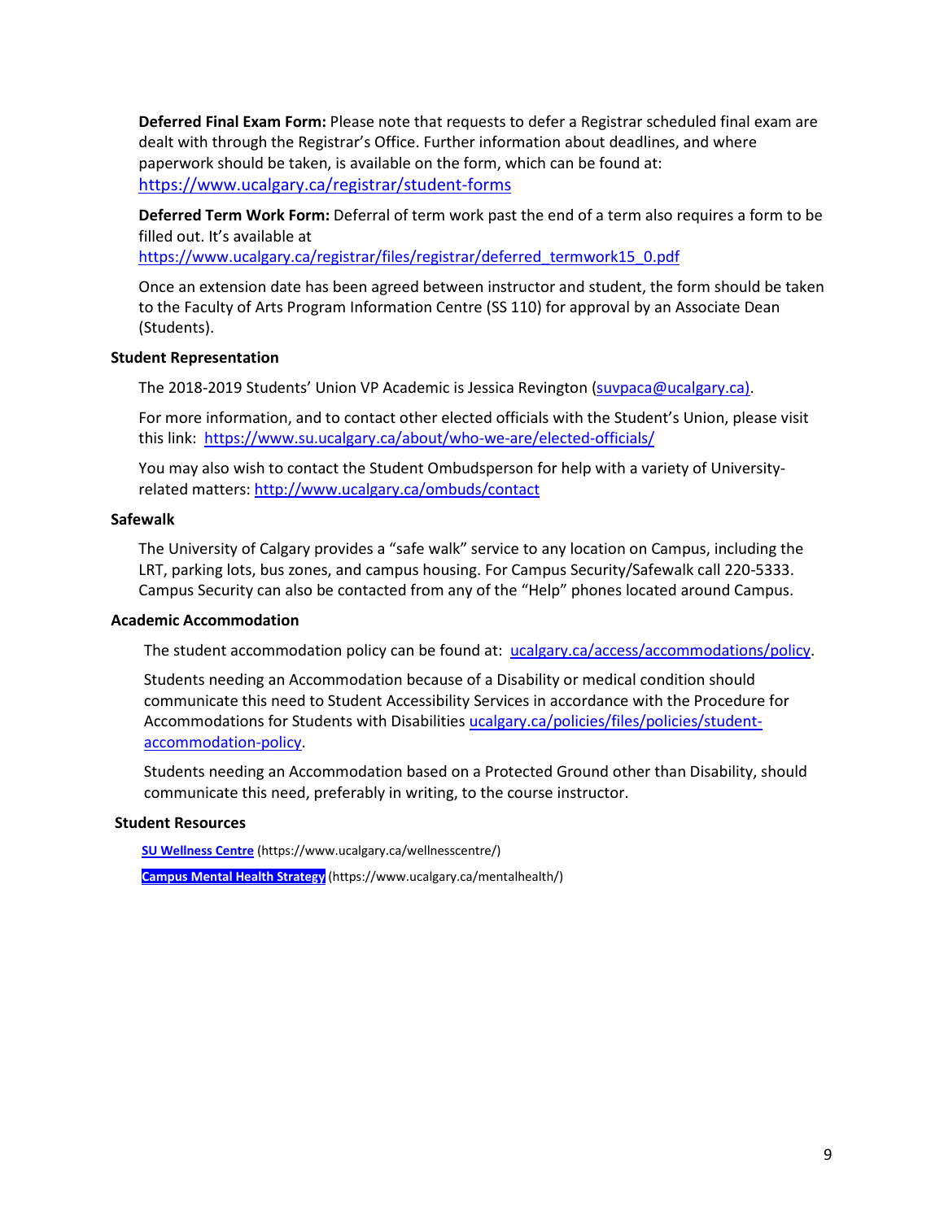**Deferred Final Exam Form:** Please note that requests to defer a Registrar scheduled final exam are dealt with through the Registrar's Office. Further information about deadlines, and where paperwork should be taken, is available on the form, which can be found at: https://www.ucalgary.ca/registrar/student-forms

**Deferred Term Work Form:** Deferral of term work past the end of a term also requires a form to be filled out. It's available at https://www.ucalgary.ca/registrar/files/registrar/deferred_termwork15_0.pdf

Once an extension date has been agreed between instructor and student, the form should be taken to the Faculty of Arts Program Information Centre (SS 110) for approval by an Associate Dean (Students).

**Student Representation**

The 2018-2019 Students' Union VP Academic is Jessica Revington (suvpaca@ucalgary.ca).

For more information, and to contact other elected officials with the Student's Union, please visit this link: https://www.su.ucalgary.ca/about/who-we-are/elected-officials/

You may also wish to contact the Student Ombudsperson for help with a variety of University-related matters: http://www.ucalgary.ca/ombuds/contact

**Safewalk**

The University of Calgary provides a "safe walk" service to any location on Campus, including the LRT, parking lots, bus zones, and campus housing. For Campus Security/Safewalk call 220-5333. Campus Security can also be contacted from any of the "Help" phones located around Campus.

**Academic Accommodation**

The student accommodation policy can be found at: ucalgary.ca/access/accommodations/policy.

Students needing an Accommodation because of a Disability or medical condition should communicate this need to Student Accessibility Services in accordance with the Procedure for Accommodations for Students with Disabilities ucalgary.ca/policies/files/policies/student-accommodation-policy.

Students needing an Accommodation based on a Protected Ground other than Disability, should communicate this need, preferably in writing, to the course instructor.

**Student Resources**

**SU Wellness Centre** (https://www.ucalgary.ca/wellnesscentre/)

**Campus Mental Health Strategy** (https://www.ucalgary.ca/mentalhealth/)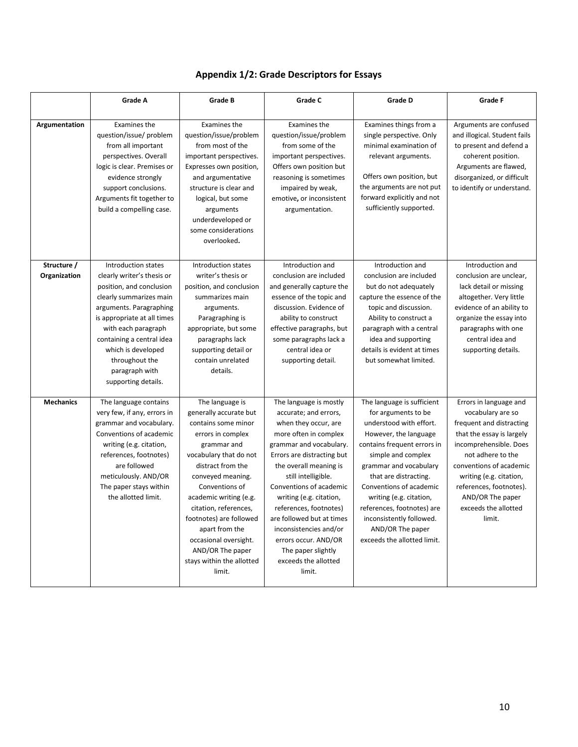## Appendix 1/2: Grade Descriptors for Essays

| | Grade A | Grade B | Grade C | Grade D | Grade F |
|---|---|---|---|---|---|
| **Argumentation** | Examines the question/issue/ problem from all important perspectives. Overall logic is clear. Premises or evidence strongly support conclusions. Arguments fit together to build a compelling case. | Examines the question/issue/problem from most of the important perspectives. Expresses own position, and argumentative structure is clear and logical, but some arguments underdeveloped or some considerations overlooked. | Examines the question/issue/problem from some of the important perspectives. Offers own position but reasoning is sometimes impaired by weak, emotive, or inconsistent argumentation. | Examines things from a single perspective. Only minimal examination of relevant arguments. Offers own position, but the arguments are not put forward explicitly and not sufficiently supported. | Arguments are confused and illogical. Student fails to present and defend a coherent position. Arguments are flawed, disorganized, or difficult to identify or understand. |
| **Structure / Organization** | Introduction states clearly writer's thesis or position, and conclusion clearly summarizes main arguments. Paragraphing is appropriate at all times with each paragraph containing a central idea which is developed throughout the paragraph with supporting details. | Introduction states writer's thesis or position, and conclusion summarizes main arguments. Paragraphing is appropriate, but some paragraphs lack supporting detail or contain unrelated details. | Introduction and conclusion are included and generally capture the essence of the topic and discussion. Evidence of ability to construct effective paragraphs, but some paragraphs lack a central idea or supporting detail. | Introduction and conclusion are included but do not adequately capture the essence of the topic and discussion. Ability to construct a paragraph with a central idea and supporting details is evident at times but somewhat limited. | Introduction and conclusion are unclear, lack detail or missing altogether. Very little evidence of an ability to organize the essay into paragraphs with one central idea and supporting details. |
| **Mechanics** | The language contains very few, if any, errors in grammar and vocabulary. Conventions of academic writing (e.g. citation, references, footnotes) are followed meticulously. AND/OR The paper stays within the allotted limit. | The language is generally accurate but contains some minor errors in complex grammar and vocabulary that do not distract from the conveyed meaning. Conventions of academic writing (e.g. citation, references, footnotes) are followed apart from the occasional oversight. AND/OR The paper stays within the allotted limit. | The language is mostly accurate; and errors, when they occur, are more often in complex grammar and vocabulary. Errors are distracting but the overall meaning is still intelligible. Conventions of academic writing (e.g. citation, references, footnotes) are followed but at times inconsistencies and/or errors occur. AND/OR The paper slightly exceeds the allotted limit. | The language is sufficient for arguments to be understood with effort. However, the language contains frequent errors in simple and complex grammar and vocabulary that are distracting. Conventions of academic writing (e.g. citation, references, footnotes) are inconsistently followed. AND/OR The paper exceeds the allotted limit. | Errors in language and vocabulary are so frequent and distracting that the essay is largely incomprehensible. Does not adhere to the conventions of academic writing (e.g. citation, references, footnotes). AND/OR The paper exceeds the allotted limit. |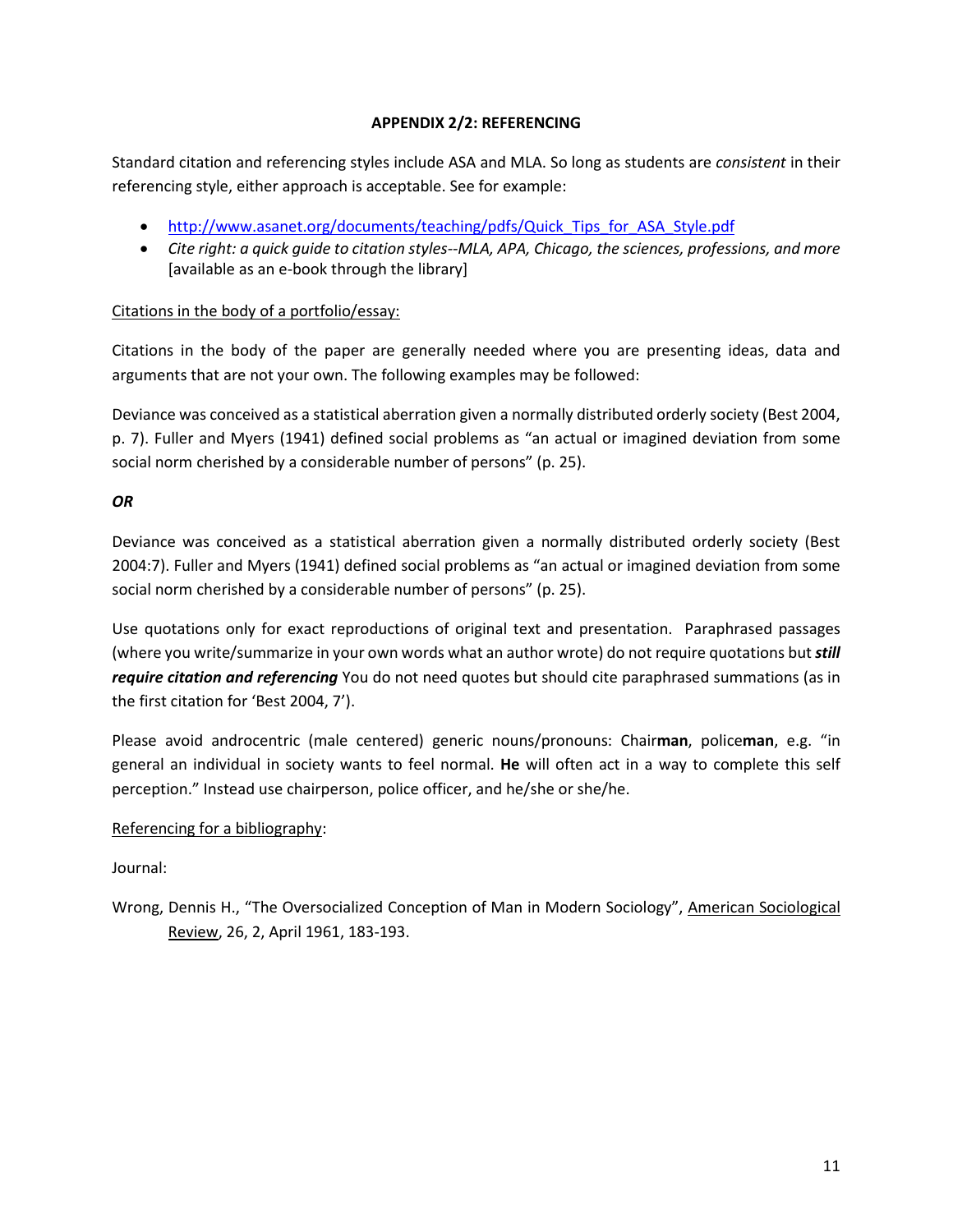**APPENDIX 2/2: REFERENCING**

Standard citation and referencing styles include ASA and MLA. So long as students are *consistent* in their referencing style, either approach is acceptable. See for example:

- http://www.asanet.org/documents/teaching/pdfs/Quick_Tips_for_ASA_Style.pdf
- *Cite right: a quick guide to citation styles--MLA, APA, Chicago, the sciences, professions, and more* [available as an e-book through the library]

<u>Citations in the body of a portfolio/essay:</u>

Citations in the body of the paper are generally needed where you are presenting ideas, data and arguments that are not your own. The following examples may be followed:

Deviance was conceived as a statistical aberration given a normally distributed orderly society (Best 2004, p. 7). Fuller and Myers (1941) defined social problems as “an actual or imagined deviation from some social norm cherished by a considerable number of persons” (p. 25).

***OR***

Deviance was conceived as a statistical aberration given a normally distributed orderly society (Best 2004:7). Fuller and Myers (1941) defined social problems as “an actual or imagined deviation from some social norm cherished by a considerable number of persons” (p. 25).

Use quotations only for exact reproductions of original text and presentation. Paraphrased passages (where you write/summarize in your own words what an author wrote) do not require quotations but ***still require citation and referencing*** You do not need quotes but should cite paraphrased summations (as in the first citation for ‘Best 2004, 7’).

Please avoid androcentric (male centered) generic nouns/pronouns: Chair**man**, police**man**, e.g. “in general an individual in society wants to feel normal. **He** will often act in a way to complete this self perception.” Instead use chairperson, police officer, and he/she or she/he.

<u>Referencing for a bibliography</u>:

Journal:

Wrong, Dennis H., “The Oversocialized Conception of Man in Modern Sociology”, <u>American Sociological Review</u>, 26, 2, April 1961, 183-193.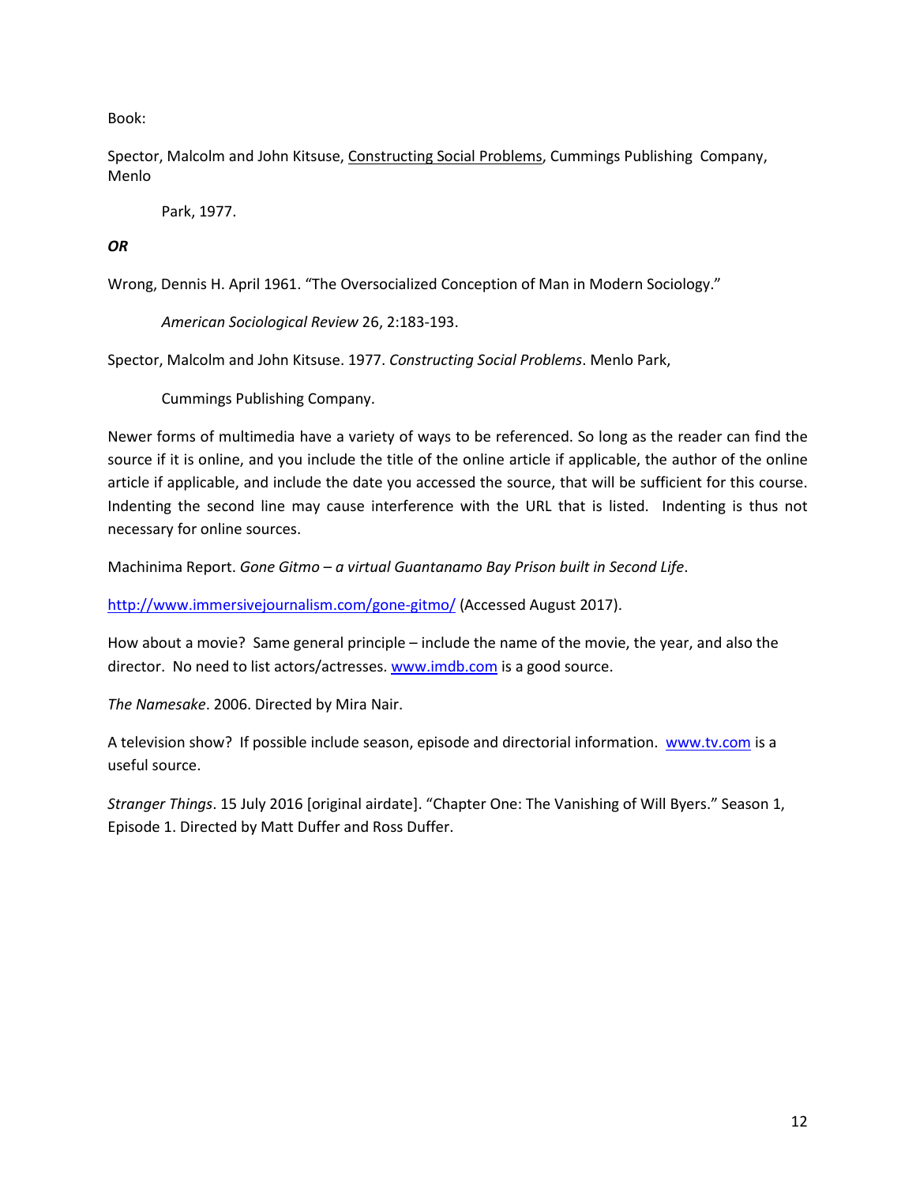Book:

Spector, Malcolm and John Kitsuse, <u>Constructing Social Problems</u>, Cummings Publishing Company, Menlo

Park, 1977.

***OR***

Wrong, Dennis H. April 1961. "The Oversocialized Conception of Man in Modern Sociology."

*American Sociological Review* 26, 2:183-193.

Spector, Malcolm and John Kitsuse. 1977. *Constructing Social Problems*. Menlo Park,

Cummings Publishing Company.

Newer forms of multimedia have a variety of ways to be referenced. So long as the reader can find the source if it is online, and you include the title of the online article if applicable, the author of the online article if applicable, and include the date you accessed the source, that will be sufficient for this course. Indenting the second line may cause interference with the URL that is listed. Indenting is thus not necessary for online sources.

Machinima Report. *Gone Gitmo – a virtual Guantanamo Bay Prison built in Second Life*.

http://www.immersivejournalism.com/gone-gitmo/ (Accessed August 2017).

How about a movie? Same general principle – include the name of the movie, the year, and also the director. No need to list actors/actresses. www.imdb.com is a good source.

*The Namesake*. 2006. Directed by Mira Nair.

A television show? If possible include season, episode and directorial information. www.tv.com is a useful source.

*Stranger Things*. 15 July 2016 [original airdate]. "Chapter One: The Vanishing of Will Byers." Season 1, Episode 1. Directed by Matt Duffer and Ross Duffer.